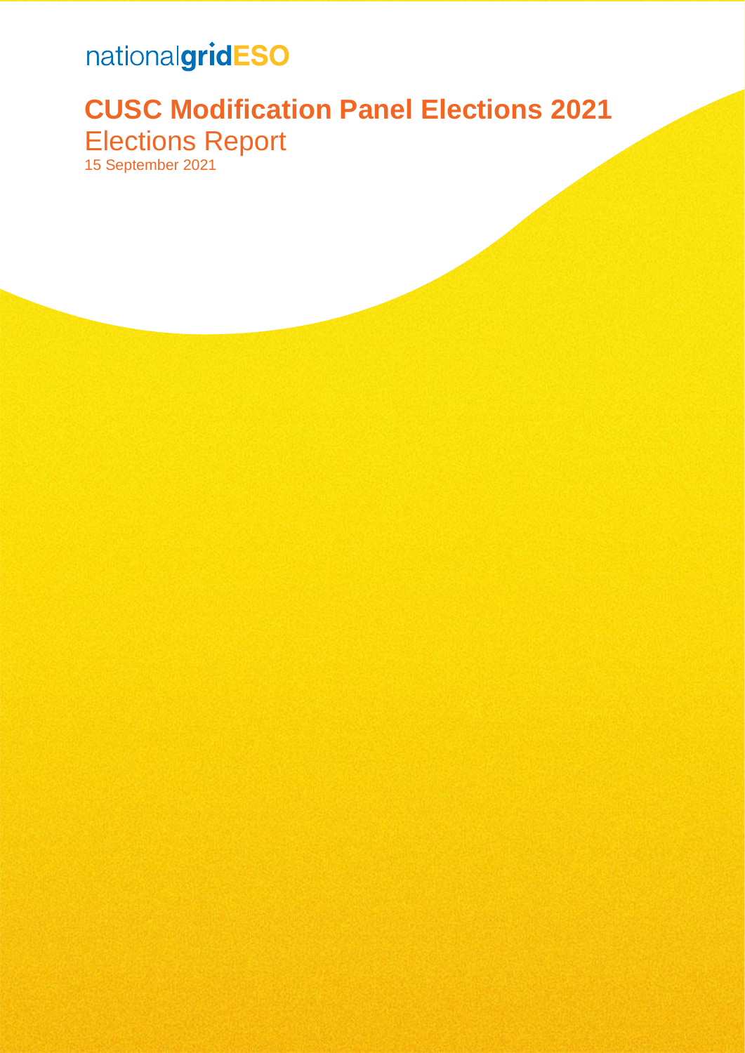nationalgridESO

# CUSC Modification Panel Elections 2021

## Elections Report

15 September 2021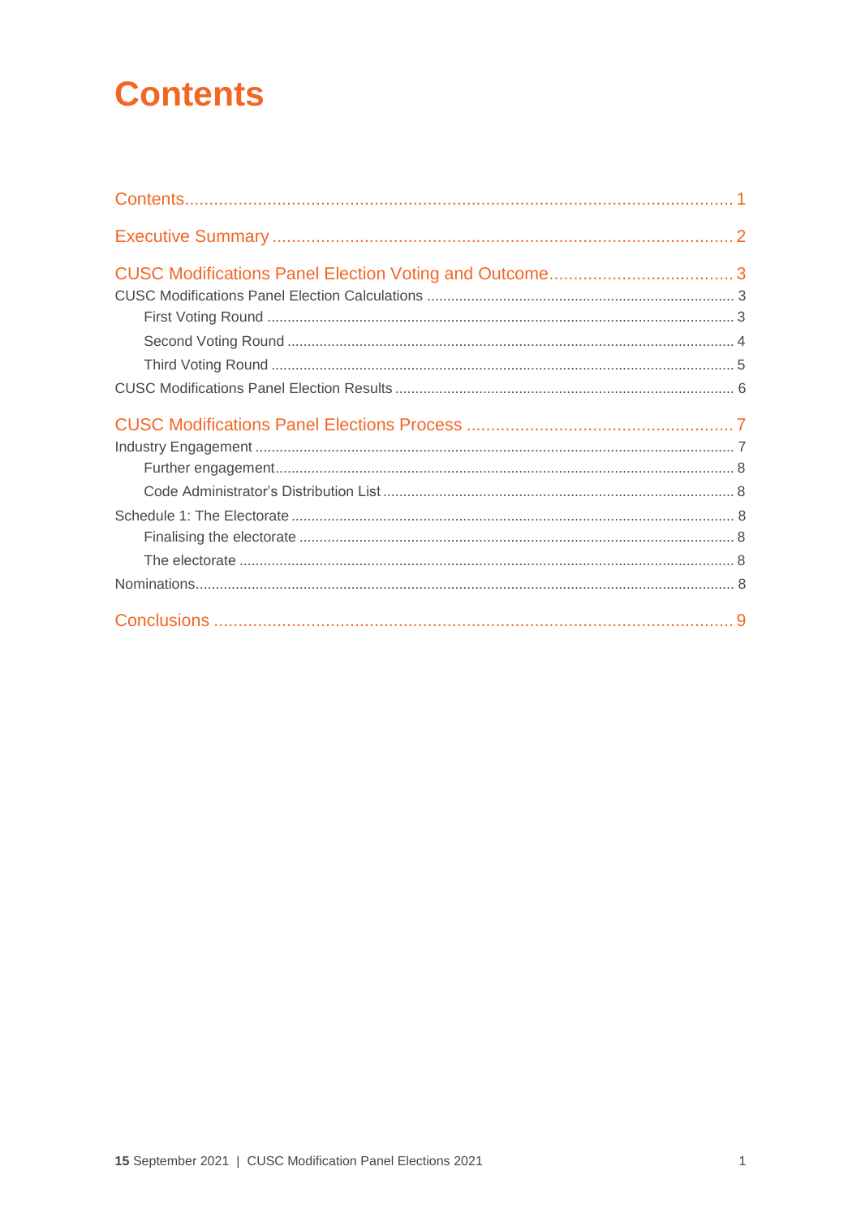# Contents

Contents ........................................................................................................ 1

Executive Summary ........................................................................................ 2

CUSC Modifications Panel Election Voting and Outcome ..................................... 3

- CUSC Modifications Panel Election Calculations ........................................... 3
  - First Voting Round .................................................................................... 3
  - Second Voting Round ................................................................................ 4
  - Third Voting Round .................................................................................... 5
- CUSC Modifications Panel Election Results .................................................... 6

CUSC Modifications Panel Elections Process ...................................................... 7

- Industry Engagement ...................................................................................... 7
  - Further engagement ..................................................................................... 8
  - Code Administrator's Distribution List ......................................................... 8
- Schedule 1: The Electorate .............................................................................. 8
  - Finalising the electorate .............................................................................. 8
  - The electorate ............................................................................................. 8
- Nominations .................................................................................................... 8

Conclusions ...................................................................................................... 9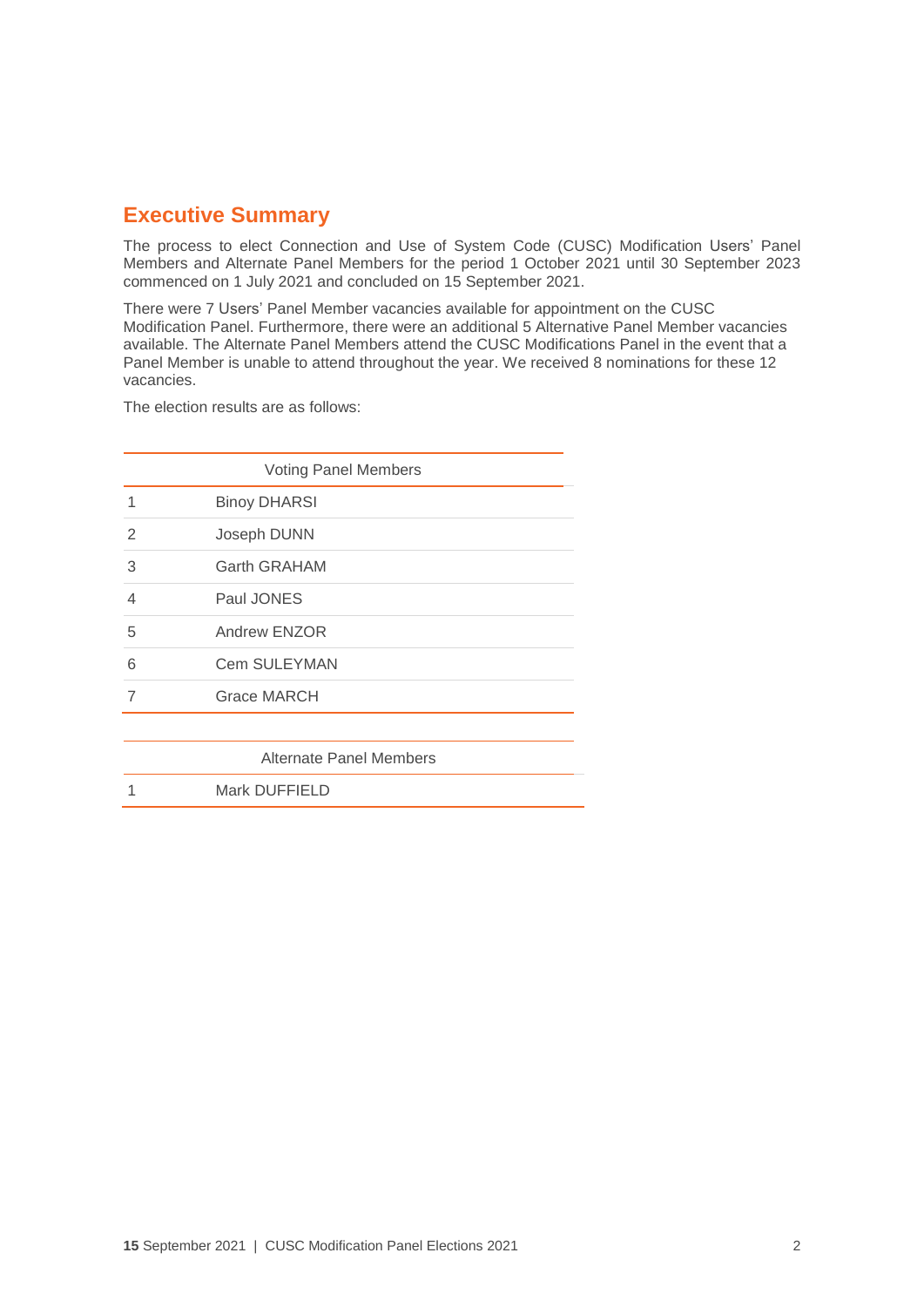## Executive Summary

The process to elect Connection and Use of System Code (CUSC) Modification Users' Panel Members and Alternate Panel Members for the period 1 October 2021 until 30 September 2023 commenced on 1 July 2021 and concluded on 15 September 2021.

There were 7 Users' Panel Member vacancies available for appointment on the CUSC Modification Panel. Furthermore, there were an additional 5 Alternative Panel Member vacancies available. The Alternate Panel Members attend the CUSC Modifications Panel in the event that a Panel Member is unable to attend throughout the year. We received 8 nominations for these 12 vacancies.

The election results are as follows:

| | Voting Panel Members |
|---|---|
| 1 | Binoy DHARSI |
| 2 | Joseph DUNN |
| 3 | Garth GRAHAM |
| 4 | Paul JONES |
| 5 | Andrew ENZOR |
| 6 | Cem SULEYMAN |
| 7 | Grace MARCH |

| | Alternate Panel Members |
|---|---|
| 1 | Mark DUFFIELD |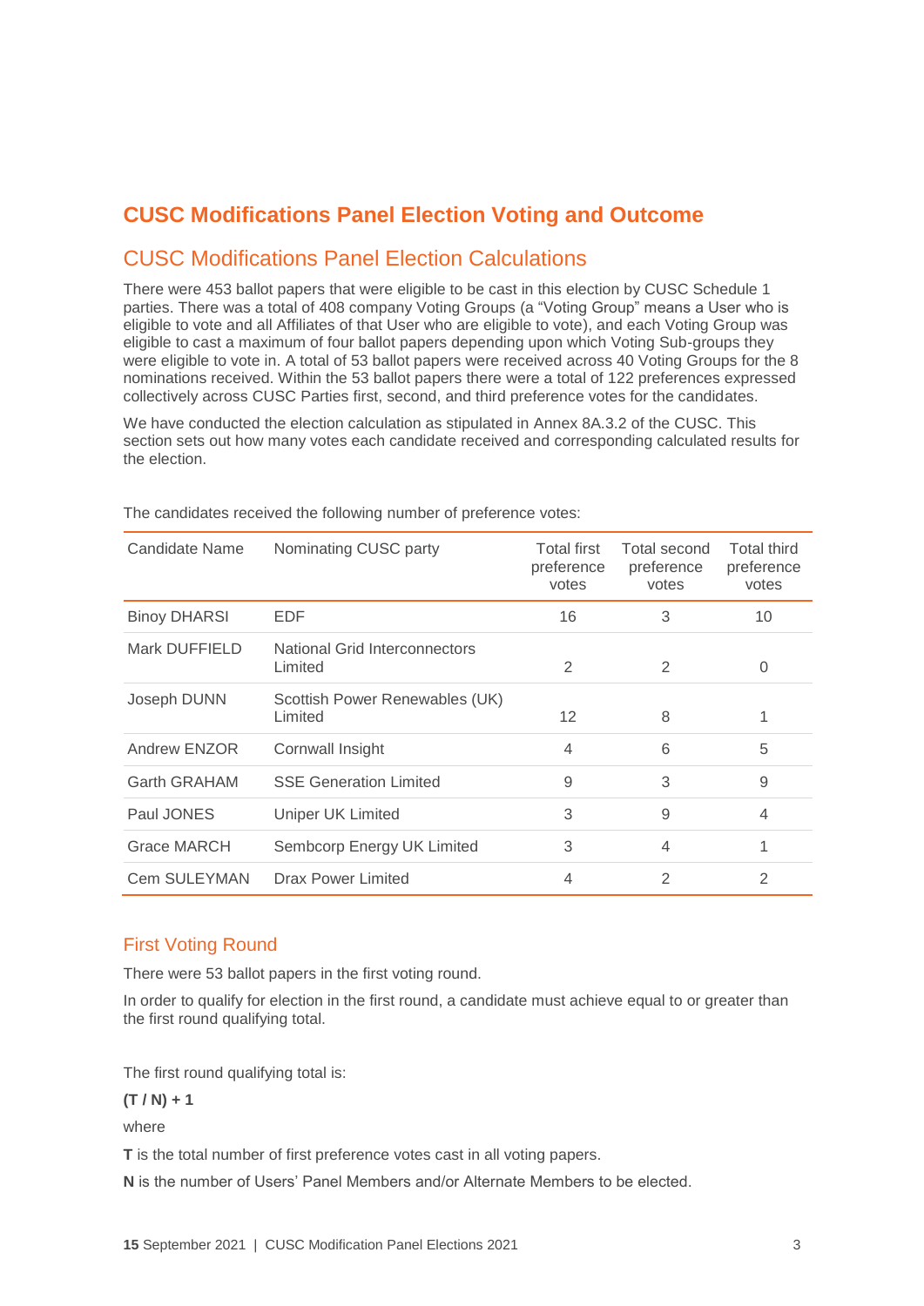# CUSC Modifications Panel Election Voting and Outcome

## CUSC Modifications Panel Election Calculations

There were 453 ballot papers that were eligible to be cast in this election by CUSC Schedule 1 parties. There was a total of 408 company Voting Groups (a "Voting Group" means a User who is eligible to vote and all Affiliates of that User who are eligible to vote), and each Voting Group was eligible to cast a maximum of four ballot papers depending upon which Voting Sub-groups they were eligible to vote in. A total of 53 ballot papers were received across 40 Voting Groups for the 8 nominations received. Within the 53 ballot papers there were a total of 122 preferences expressed collectively across CUSC Parties first, second, and third preference votes for the candidates.

We have conducted the election calculation as stipulated in Annex 8A.3.2 of the CUSC. This section sets out how many votes each candidate received and corresponding calculated results for the election.

The candidates received the following number of preference votes:

| Candidate Name | Nominating CUSC party | Total first preference votes | Total second preference votes | Total third preference votes |
|---|---|---|---|---|
| Binoy DHARSI | EDF | 16 | 3 | 10 |
| Mark DUFFIELD | National Grid Interconnectors Limited | 2 | 2 | 0 |
| Joseph DUNN | Scottish Power Renewables (UK) Limited | 12 | 8 | 1 |
| Andrew ENZOR | Cornwall Insight | 4 | 6 | 5 |
| Garth GRAHAM | SSE Generation Limited | 9 | 3 | 9 |
| Paul JONES | Uniper UK Limited | 3 | 9 | 4 |
| Grace MARCH | Sembcorp Energy UK Limited | 3 | 4 | 1 |
| Cem SULEYMAN | Drax Power Limited | 4 | 2 | 2 |

### First Voting Round

There were 53 ballot papers in the first voting round.

In order to qualify for election in the first round, a candidate must achieve equal to or greater than the first round qualifying total.

The first round qualifying total is:

**$(T / N) + 1$**

where

**$T$** is the total number of first preference votes cast in all voting papers.

**$N$** is the number of Users' Panel Members and/or Alternate Members to be elected.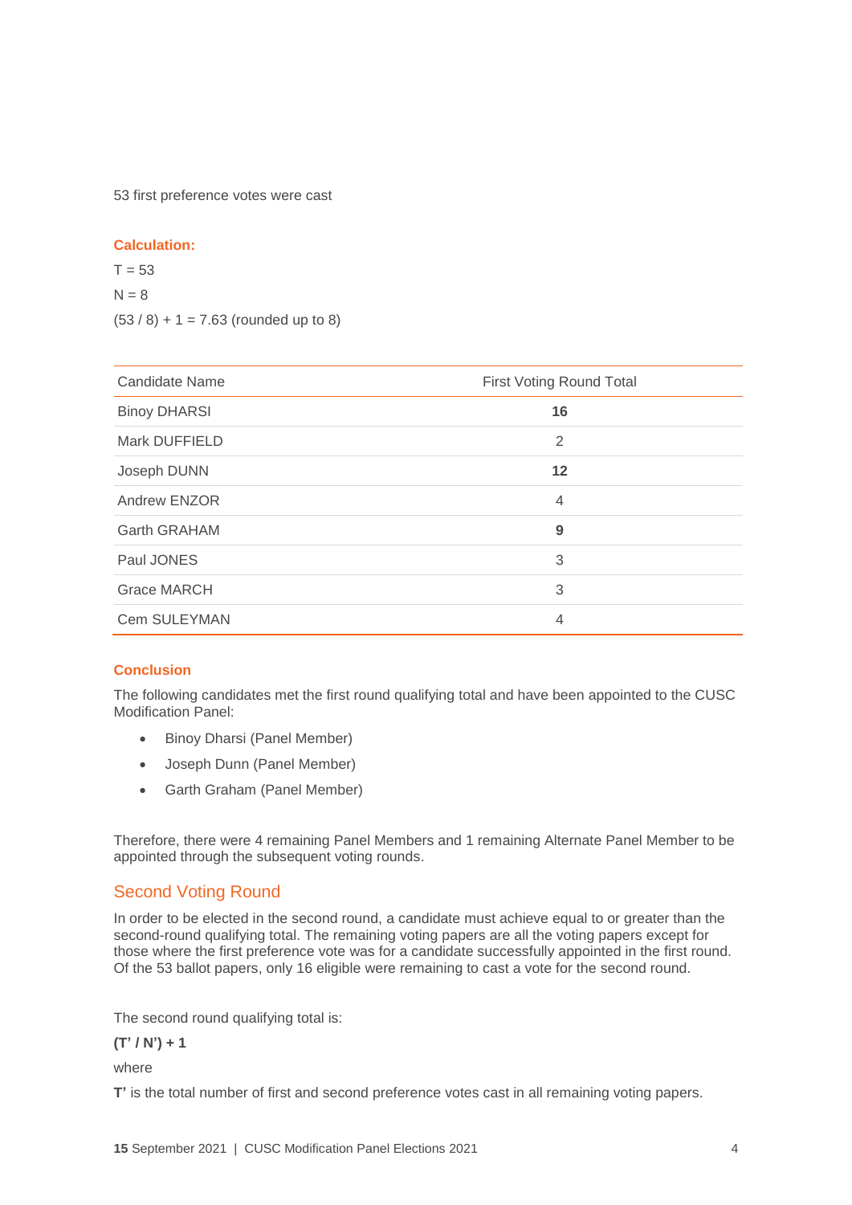53 first preference votes were cast

**Calculation:**

T = 53

N = 8

(53 / 8) + 1 = 7.63 (rounded up to 8)

| Candidate Name | First Voting Round Total |
|---|---|
| Binoy DHARSI | **16** |
| Mark DUFFIELD | 2 |
| Joseph DUNN | **12** |
| Andrew ENZOR | 4 |
| Garth GRAHAM | **9** |
| Paul JONES | 3 |
| Grace MARCH | 3 |
| Cem SULEYMAN | 4 |

**Conclusion**

The following candidates met the first round qualifying total and have been appointed to the CUSC Modification Panel:

- Binoy Dharsi (Panel Member)
- Joseph Dunn (Panel Member)
- Garth Graham (Panel Member)

Therefore, there were 4 remaining Panel Members and 1 remaining Alternate Panel Member to be appointed through the subsequent voting rounds.

## Second Voting Round

In order to be elected in the second round, a candidate must achieve equal to or greater than the second-round qualifying total. The remaining voting papers are all the voting papers except for those where the first preference vote was for a candidate successfully appointed in the first round. Of the 53 ballot papers, only 16 eligible were remaining to cast a vote for the second round.

The second round qualifying total is:

**(T' / N') + 1**

where

**T'** is the total number of first and second preference votes cast in all remaining voting papers.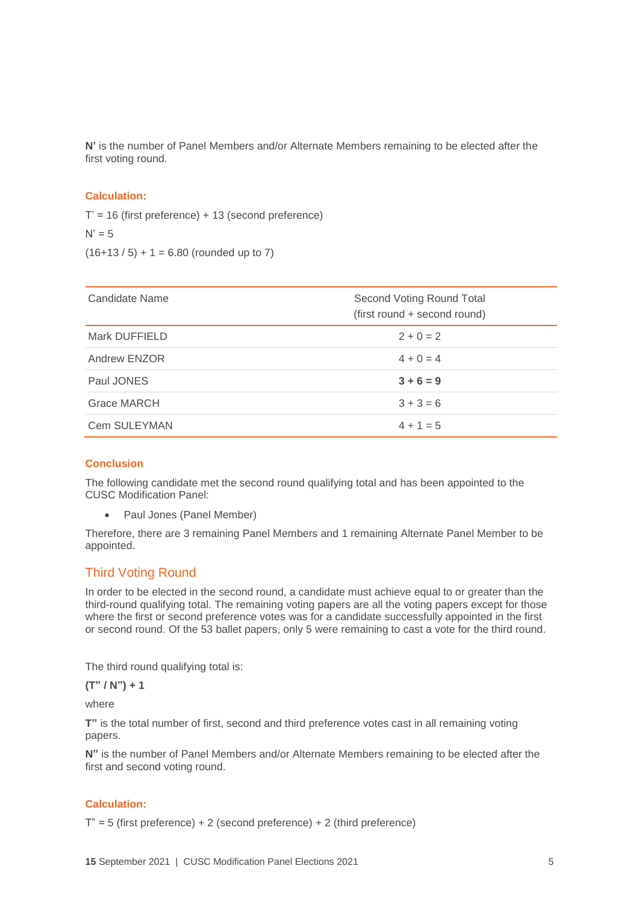**N'** is the number of Panel Members and/or Alternate Members remaining to be elected after the first voting round.

**Calculation:**

T' = 16 (first preference) + 13 (second preference)

N' = 5

(16+13 / 5) + 1 = 6.80 (rounded up to 7)

| Candidate Name | Second Voting Round Total (first round + second round) |
|---|---|
| Mark DUFFIELD | 2 + 0 = 2 |
| Andrew ENZOR | 4 + 0 = 4 |
| Paul JONES | **3 + 6 = 9** |
| Grace MARCH | 3 + 3 = 6 |
| Cem SULEYMAN | 4 + 1 = 5 |

**Conclusion**

The following candidate met the second round qualifying total and has been appointed to the CUSC Modification Panel:

- Paul Jones (Panel Member)

Therefore, there are 3 remaining Panel Members and 1 remaining Alternate Panel Member to be appointed.

## Third Voting Round

In order to be elected in the second round, a candidate must achieve equal to or greater than the third-round qualifying total. The remaining voting papers are all the voting papers except for those where the first or second preference votes was for a candidate successfully appointed in the first or second round. Of the 53 ballet papers, only 5 were remaining to cast a vote for the third round.

The third round qualifying total is:

**(T" / N") + 1**

where

**T"** is the total number of first, second and third preference votes cast in all remaining voting papers.

**N"** is the number of Panel Members and/or Alternate Members remaining to be elected after the first and second voting round.

**Calculation:**

T" = 5 (first preference) + 2 (second preference) + 2 (third preference)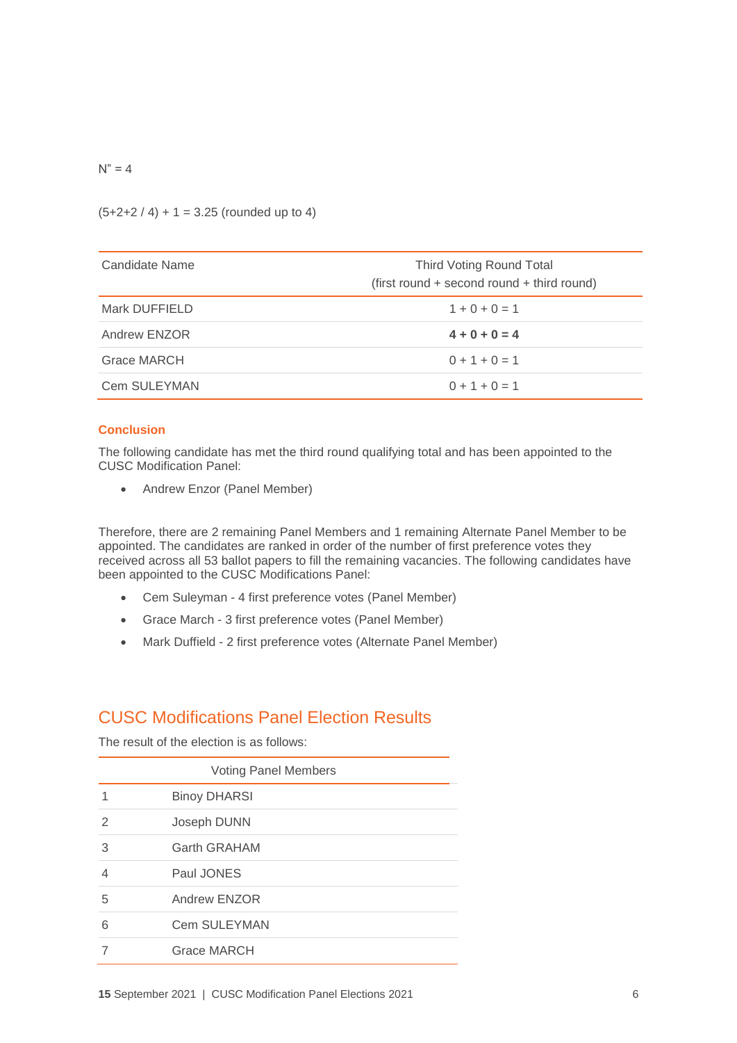N” = 4

(5+2+2 / 4) + 1 = 3.25 (rounded up to 4)

| Candidate Name | Third Voting Round Total (first round + second round + third round) |
|---|---|
| Mark DUFFIELD | 1 + 0 + 0 = 1 |
| Andrew ENZOR | **4 + 0 + 0 = 4** |
| Grace MARCH | 0 + 1 + 0 = 1 |
| Cem SULEYMAN | 0 + 1 + 0 = 1 |

### Conclusion

The following candidate has met the third round qualifying total and has been appointed to the CUSC Modification Panel:

- Andrew Enzor (Panel Member)

Therefore, there are 2 remaining Panel Members and 1 remaining Alternate Panel Member to be appointed. The candidates are ranked in order of the number of first preference votes they received across all 53 ballot papers to fill the remaining vacancies. The following candidates have been appointed to the CUSC Modifications Panel:

- Cem Suleyman - 4 first preference votes (Panel Member)
- Grace March - 3 first preference votes (Panel Member)
- Mark Duffield - 2 first preference votes (Alternate Panel Member)

## CUSC Modifications Panel Election Results

The result of the election is as follows:

| | Voting Panel Members |
|---|---|
| 1 | Binoy DHARSI |
| 2 | Joseph DUNN |
| 3 | Garth GRAHAM |
| 4 | Paul JONES |
| 5 | Andrew ENZOR |
| 6 | Cem SULEYMAN |
| 7 | Grace MARCH |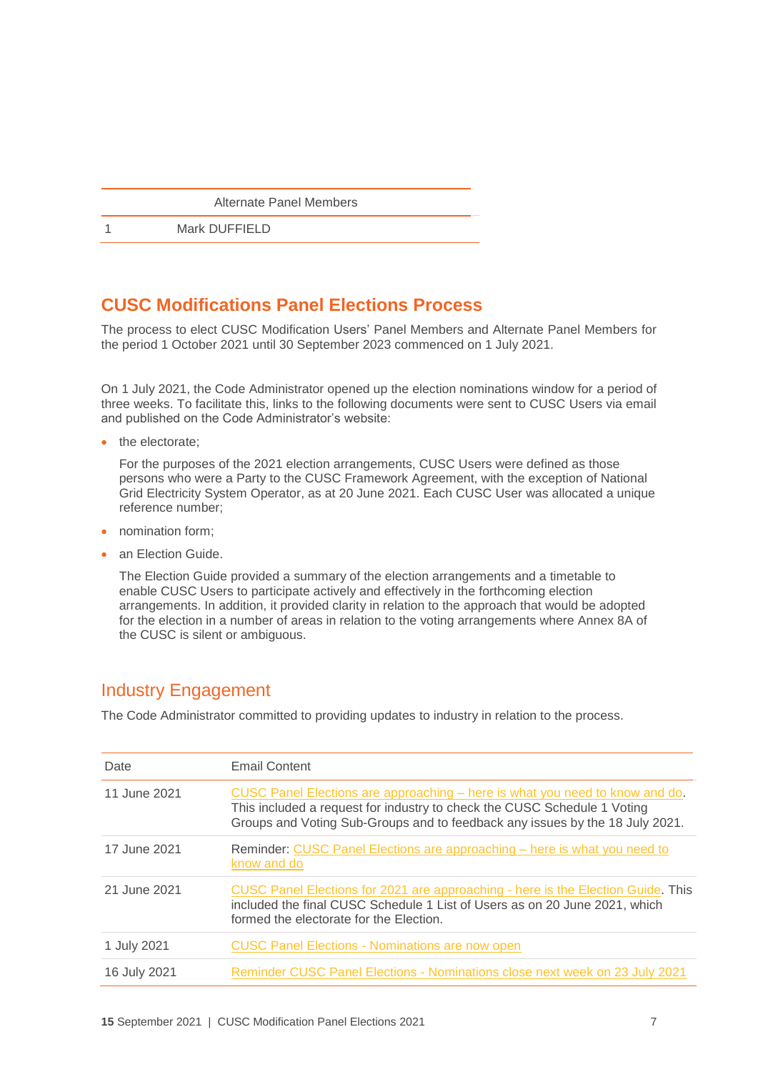| | Alternate Panel Members |
|---|---|
| 1 | Mark DUFFIELD |

## CUSC Modifications Panel Elections Process

The process to elect CUSC Modification Users' Panel Members and Alternate Panel Members for the period 1 October 2021 until 30 September 2023 commenced on 1 July 2021.

On 1 July 2021, the Code Administrator opened up the election nominations window for a period of three weeks. To facilitate this, links to the following documents were sent to CUSC Users via email and published on the Code Administrator's website:

- the electorate;

  For the purposes of the 2021 election arrangements, CUSC Users were defined as those persons who were a Party to the CUSC Framework Agreement, with the exception of National Grid Electricity System Operator, as at 20 June 2021. Each CUSC User was allocated a unique reference number;

- nomination form;
- an Election Guide.

  The Election Guide provided a summary of the election arrangements and a timetable to enable CUSC Users to participate actively and effectively in the forthcoming election arrangements. In addition, it provided clarity in relation to the approach that would be adopted for the election in a number of areas in relation to the voting arrangements where Annex 8A of the CUSC is silent or ambiguous.

## Industry Engagement

The Code Administrator committed to providing updates to industry in relation to the process.

| Date | Email Content |
|---|---|
| 11 June 2021 | CUSC Panel Elections are approaching – here is what you need to know and do. This included a request for industry to check the CUSC Schedule 1 Voting Groups and Voting Sub-Groups and to feedback any issues by the 18 July 2021. |
| 17 June 2021 | Reminder: CUSC Panel Elections are approaching – here is what you need to know and do |
| 21 June 2021 | CUSC Panel Elections for 2021 are approaching - here is the Election Guide. This included the final CUSC Schedule 1 List of Users as on 20 June 2021, which formed the electorate for the Election. |
| 1 July 2021 | CUSC Panel Elections - Nominations are now open |
| 16 July 2021 | Reminder CUSC Panel Elections - Nominations close next week on 23 July 2021 |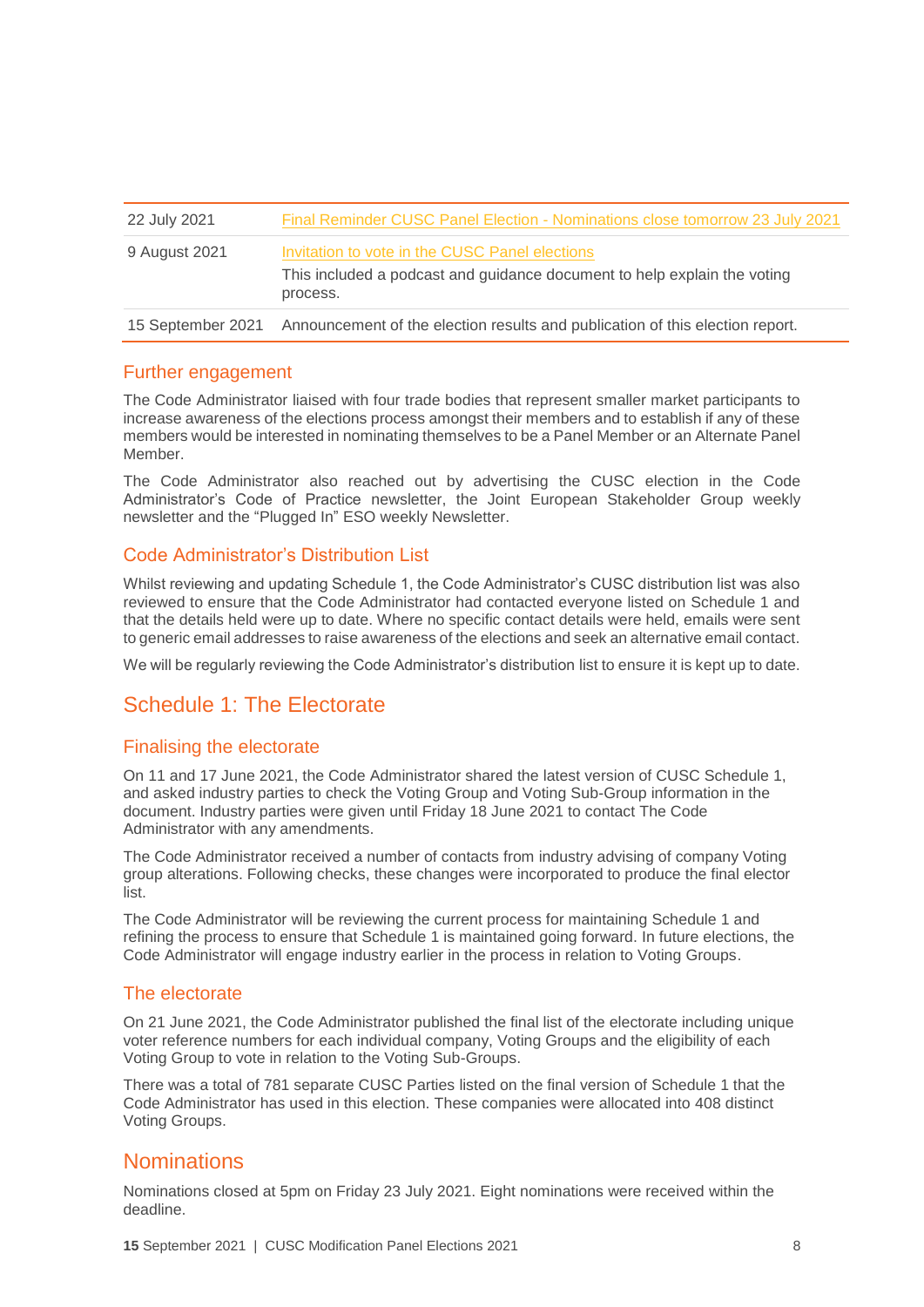| | |
|---|---|
| 22 July 2021 | Final Reminder CUSC Panel Election - Nominations close tomorrow 23 July 2021 |
| 9 August 2021 | Invitation to vote in the CUSC Panel elections<br>This included a podcast and guidance document to help explain the voting process. |
| 15 September 2021 | Announcement of the election results and publication of this election report. |

### Further engagement

The Code Administrator liaised with four trade bodies that represent smaller market participants to increase awareness of the elections process amongst their members and to establish if any of these members would be interested in nominating themselves to be a Panel Member or an Alternate Panel Member.

The Code Administrator also reached out by advertising the CUSC election in the Code Administrator's Code of Practice newsletter, the Joint European Stakeholder Group weekly newsletter and the "Plugged In" ESO weekly Newsletter.

### Code Administrator's Distribution List

Whilst reviewing and updating Schedule 1, the Code Administrator's CUSC distribution list was also reviewed to ensure that the Code Administrator had contacted everyone listed on Schedule 1 and that the details held were up to date. Where no specific contact details were held, emails were sent to generic email addresses to raise awareness of the elections and seek an alternative email contact.

We will be regularly reviewing the Code Administrator's distribution list to ensure it is kept up to date.

## Schedule 1: The Electorate

### Finalising the electorate

On 11 and 17 June 2021, the Code Administrator shared the latest version of CUSC Schedule 1, and asked industry parties to check the Voting Group and Voting Sub-Group information in the document. Industry parties were given until Friday 18 June 2021 to contact The Code Administrator with any amendments.

The Code Administrator received a number of contacts from industry advising of company Voting group alterations. Following checks, these changes were incorporated to produce the final elector list.

The Code Administrator will be reviewing the current process for maintaining Schedule 1 and refining the process to ensure that Schedule 1 is maintained going forward. In future elections, the Code Administrator will engage industry earlier in the process in relation to Voting Groups.

### The electorate

On 21 June 2021, the Code Administrator published the final list of the electorate including unique voter reference numbers for each individual company, Voting Groups and the eligibility of each Voting Group to vote in relation to the Voting Sub-Groups.

There was a total of 781 separate CUSC Parties listed on the final version of Schedule 1 that the Code Administrator has used in this election. These companies were allocated into 408 distinct Voting Groups.

## Nominations

Nominations closed at 5pm on Friday 23 July 2021. Eight nominations were received within the deadline.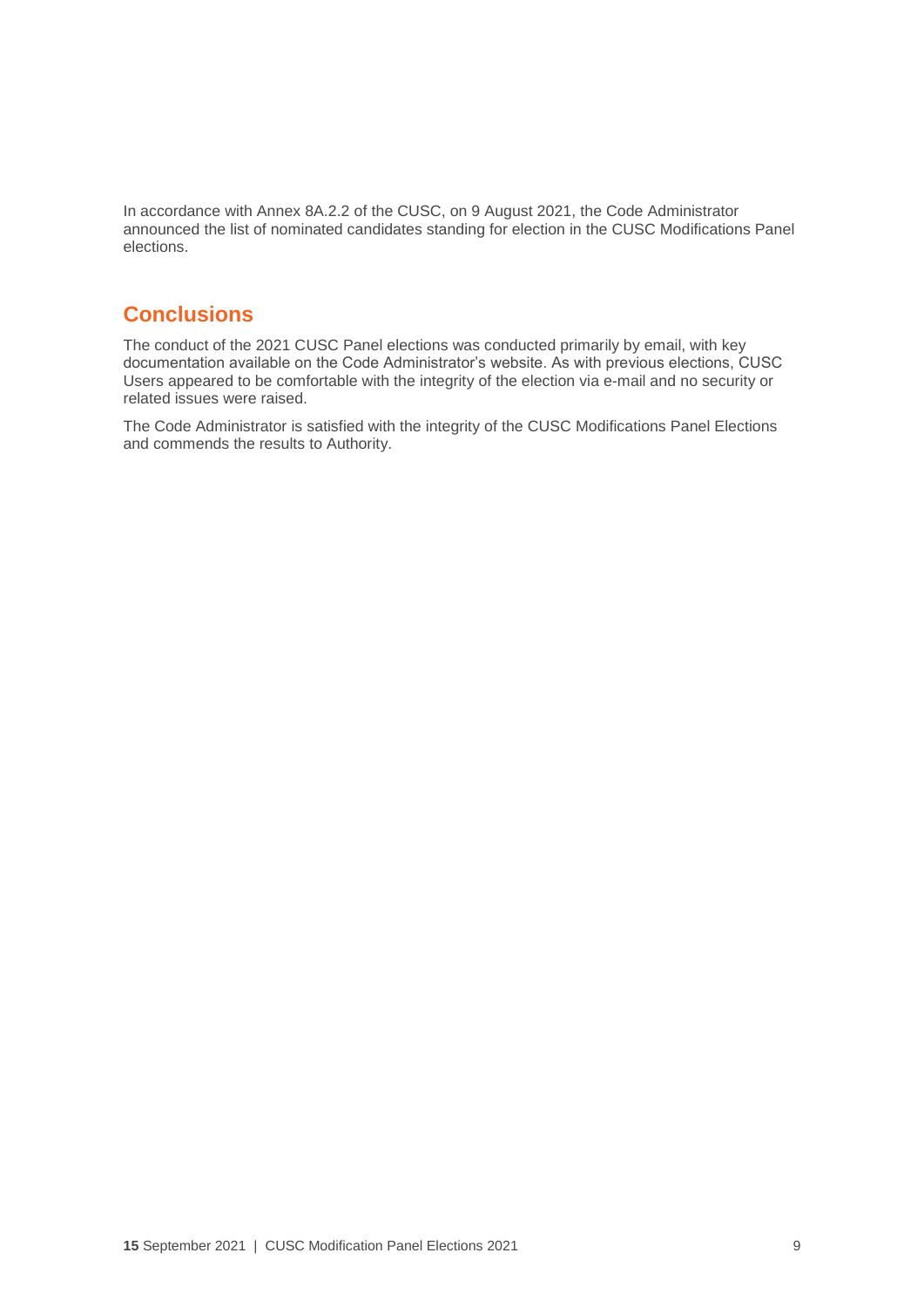In accordance with Annex 8A.2.2 of the CUSC, on 9 August 2021, the Code Administrator announced the list of nominated candidates standing for election in the CUSC Modifications Panel elections.

## Conclusions

The conduct of the 2021 CUSC Panel elections was conducted primarily by email, with key documentation available on the Code Administrator's website. As with previous elections, CUSC Users appeared to be comfortable with the integrity of the election via e-mail and no security or related issues were raised.

The Code Administrator is satisfied with the integrity of the CUSC Modifications Panel Elections and commends the results to Authority.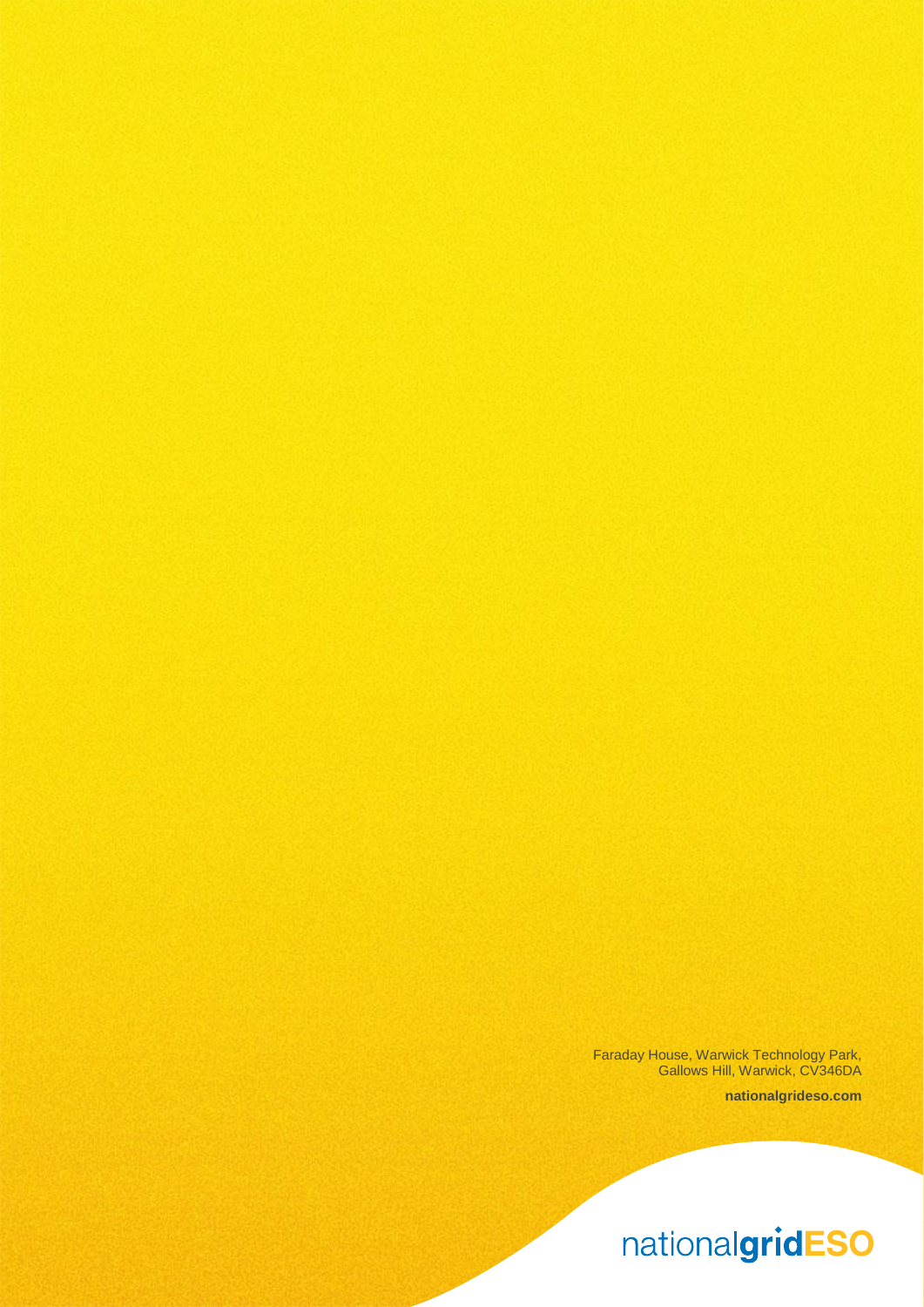Faraday House, Warwick Technology Park,
Gallows Hill, Warwick, CV346DA

**nationalgrideso.com**

nationalgridESO